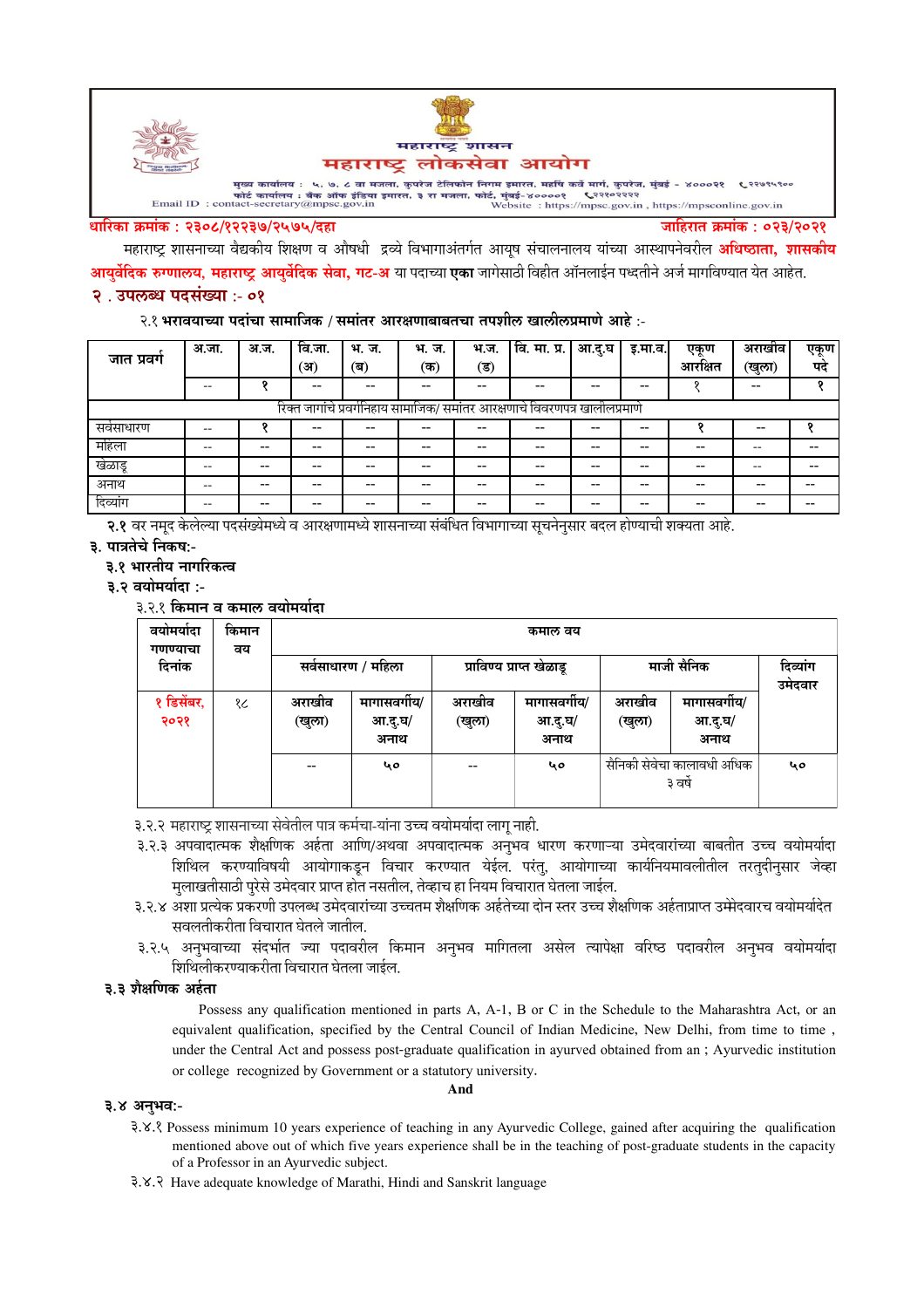महाराष्ट्र शासन

# महाराष्ट्र लोकसेवा आयोग

मुख्य कार्यालय : ५, ७, ८ वा मजला, कुपरेज टेलिफोन निगम इमारत, महर्षि कर्वे मार्ग, कुपरेज, मुंबई - ४०००२१ ☎२२७९५९००
फोर्ट कार्यालय : बँक ऑफ इंडिया इमारत, ३ रा मजला, फोर्ट, मुंबई-४००००१ ☎२२१०२२२२
Email ID : contact-secretary@mpsc.gov.in Website : https://mpsc.gov.in , https://mpsconline.gov.in

**धारिका क्रमांक : २३०८/१२२३७/२५७५/दहा** **जाहिरात क्रमांक : ०२३/२०२१**

महाराष्ट्र शासनाच्या वैद्यकीय शिक्षण व औषधी द्रव्ये विभागाअंतर्गत आयूष संचालनालय यांच्या आस्थापनेवरील **अधिष्ठाता, शासकीय आयुर्वेदिक रुग्णालय, महाराष्ट्र आयुर्वेदिक सेवा, गट-अ** या पदाच्या **एका** जागेसाठी विहीत ऑनलाईन पध्दतीने अर्ज मागविण्यात येत आहेत.

## २ . उपलब्ध पदसंख्या :- ०१

२.१ **भरावयाच्या पदांचा सामाजिक / समांतर आरक्षणाबाबतचा तपशील खालीलप्रमाणे आहे :-**

| जात प्रवर्ग | अ.जा. | अ.ज. | वि.जा. (अ) | भ. ज. (ब) | भ. ज. (क) | भ.ज. (ड) | वि. मा. प्र. | आ.दु.घ | इ.मा.व. | एकूण आरक्षित | अराखीव (खुला) | एकूण पदे |
|---|---|---|---|---|---|---|---|---|---|---|---|---|
| | -- | १ | -- | -- | -- | -- | -- | -- | -- | १ | -- | १ |
| रिक्त जागांचे प्रवर्गनिहाय सामाजिक/ समांतर आरक्षणाचे विवरणपत्र खालीलप्रमाणे | | | | | | | | | | | | |
| सर्वसाधारण | -- | १ | -- | -- | -- | -- | -- | -- | -- | १ | -- | १ |
| महिला | -- | -- | -- | -- | -- | -- | -- | -- | -- | -- | -- | -- |
| खेळाडू | -- | -- | -- | -- | -- | -- | -- | -- | -- | -- | -- | -- |
| अनाथ | -- | -- | -- | -- | -- | -- | -- | -- | -- | -- | -- | -- |
| दिव्यांग | -- | -- | -- | -- | -- | -- | -- | -- | -- | -- | -- | -- |

**२.१** वर नमूद केलेल्या पदसंख्येमध्ये व आरक्षणामध्ये शासनाच्या संबंधित विभागाच्या सूचनेनुसार बदल होण्याची शक्यता आहे.

## ३. पात्रतेचे निकष:-

### ३.१ भारतीय नागरिकत्व

### ३.२ वयोमर्यादा :-

३.२.१ **किमान व कमाल वयोमर्यादा**

| वयोमर्यादा गणण्याचा दिनांक | किमान वय | कमाल वय | | | | | | |
|---|---|---|---|---|---|---|---|---|
| | | सर्वसाधारण / महिला | | प्राविण्य प्राप्त खेळाडू | | माजी सैनिक | | दिव्यांग उमेदवार |
| १ डिसेंबर, २०२१ | १८ | अराखीव (खुला) | मागासवर्गीय/ आ.दु.घ/ अनाथ | अराखीव (खुला) | मागासवर्गीय/ आ.दु.घ/ अनाथ | अराखीव (खुला) | मागासवर्गीय/ आ.दु.घ/ अनाथ | |
| | | -- | ५० | -- | ५० | सैनिकी सेवेचा कालावधी अधिक ३ वर्षे | | ५० |

३.२.२ महाराष्ट्र शासनाच्या सेवेतील पात्र कर्मचा-यांना उच्च वयोमर्यादा लागू नाही.

३.२.३ अपवादात्मक शैक्षणिक अर्हता आणि/अथवा अपवादात्मक अनुभव धारण करणाऱ्या उमेदवारांच्या बाबतीत उच्च वयोमर्यादा शिथिल करण्याविषयी आयोगाकडून विचार करण्यात येईल. परंतु, आयोगाच्या कार्यनियमावलीतील तरतुदीनुसार जेव्हा मुलाखतीसाठी पुरेसे उमेदवार प्राप्त होत नसतील, तेव्हाच हा नियम विचारात घेतला जाईल.

३.२.४ अशा प्रत्येक प्रकरणी उपलब्ध उमेदवारांच्या उच्चतम शैक्षणिक अर्हतेच्या दोन स्तर उच्च शैक्षणिक अर्हताप्राप्त उमेदवारच वयोमर्यादेत सवलतीकरीता विचारात घेतले जातील.

३.२.५ अनुभवाच्या संदर्भात ज्या पदावरील किमान अनुभव मागितला असेल त्यापेक्षा वरिष्ठ पदावरील अनुभव वयोमर्यादा शिथिलीकरण्याकरीता विचारात घेतला जाईल.

### ३.३ शैक्षणिक अर्हता

Possess any qualification mentioned in parts A, A-1, B or C in the Schedule to the Maharashtra Act, or an equivalent qualification, specified by the Central Council of Indian Medicine, New Delhi, from time to time , under the Central Act and possess post-graduate qualification in ayurved obtained from an ; Ayurvedic institution or college recognized by Government or a statutory university.

**And**

### ३.४ अनुभव:-

३.४.१ Possess minimum 10 years experience of teaching in any Ayurvedic College, gained after acquiring the qualification mentioned above out of which five years experience shall be in the teaching of post-graduate students in the capacity of a Professor in an Ayurvedic subject.

३.४.२ Have adequate knowledge of Marathi, Hindi and Sanskrit language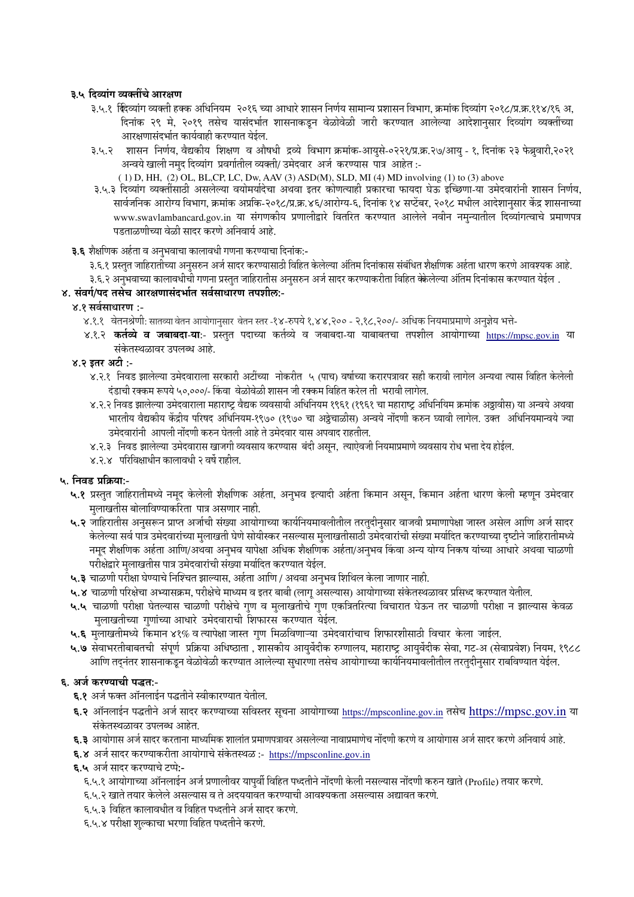### ३.५ दिव्यांग व्यक्तींचे आरक्षण

३.५.१ दिव्यांग व्यक्ती हक्क अधिनियम २०१६ च्या आधारे शासन निर्णय सामान्य प्रशासन विभाग, क्रमांक दिव्यांग २०१८/प्र.क्र.११४/१६ अ, दिनांक २९ मे, २०१९ तसेच यासंदर्भात शासनाकडून वेळोवेळी जारी करण्यात आलेल्या आदेशानुसार दिव्यांग व्यक्तींच्या आरक्षणासंदर्भात कार्यवाही करण्यात येईल.

३.५.२ शासन निर्णय, वैद्यकीय शिक्षण व औषधी द्रव्ये विभाग क्रमांक-आयुसे-०२२१/प्र.क्र.२७/आयु - १, दिनांक २३ फेब्रुवारी,२०२१ अन्वये खाली नमूद दिव्यांग प्रवर्गातील व्यक्ती/ उमेदवार अर्ज करण्यास पात्र आहेत :-

( 1) D, HH, (2) OL, BL,CP, LC, Dw, AAV (3) ASD(M), SLD, MI (4) MD involving (1) to (3) above

३.५.३ दिव्यांग व्यक्तींसाठी असलेल्या वयोमर्यादेचा अथवा इतर कोणत्याही प्रकारचा फायदा घेऊ इच्छिणा-या उमेदवारांनी शासन निर्णय, सार्वजनिक आरोग्य विभाग, क्रमांक अप्रकि-२०१८/प्र.क्र.४६/आरोग्य-६, दिनांक १४ सप्टेंबर, २०१८ मधील आदेशानुसार केंद्र शासनाच्या www.swavlambancard.gov.in या संगणकीय प्रणालीद्वारे वितरित करण्यात आलेले नवीन नमुन्यातील दिव्यांगत्वाचे प्रमाणपत्र पडताळणीच्या वेळी सादर करणे अनिवार्य आहे.

### ३.६ शैक्षणिक अर्हता व अनुभवाचा कालावधी गणना करण्याचा दिनांक:-

३.६.१ प्रस्तुत जाहिरातीच्या अनुसरुन अर्ज सादर करण्यासाठी विहित केलेल्या अंतिम दिनांकास संबंधित शैक्षणिक अर्हता धारण करणे आवश्यक आहे.

३.६.२ अनुभवाच्या कालावधीची गणना प्रस्तुत जाहिरातीस अनुसरुन अर्ज सादर करण्याकरीता विहित केलेल्या अंतिम दिनांकास करण्यात येईल .

## ४. संवर्ग/पद तसेच आरक्षणासंदर्भात सर्वसाधारण तपशील:-

### ४.१ सर्वसाधारण :-

४.१.१ वेतनश्रेणी: सातव्या वेतन आयोगानुसार वेतन स्तर -१४-रुपये १,४४,२०० - २,१८,२००/- अधिक नियमाप्रमाणे अनुज्ञेय भत्ते-

४.१.२ **कर्तव्ये व जबाबदा-या**:- प्रस्तुत पदाच्या कर्तव्ये व जबाबदा-या याबाबतचा तपशील आयोगाच्या https://mpsc.gov.in या संकेतस्थळावर उपलब्ध आहे.

### ४.२ इतर अटी :-

४.२.१ निवड झालेल्या उमेदवाराला सरकारी अटींच्या नोकरीत ५ (पाच) वर्षाच्या करारपत्रावर सही करावी लागेल अन्यथा त्यास विहित केलेली दंडाची रक्कम रूपये ५०,०००/- किंवा वेळोवेळी शासन जी रक्कम विहित करेल ती भरावी लागेल.

४.२.२ निवड झालेल्या उमेदवाराला महाराष्ट्र वैद्यक व्यवसायी अधिनियम १९६१ (१९६१ चा महाराष्ट्र अधिनियम क्रमांक अठ्ठावीस) या अन्वये अथवा भारतीय वैद्यकीय केंद्रीय परिषद अधिनियम-१९७० (१९७० चा अठ्ठेचाळीस) अन्वये नोंदणी करुन घ्यावी लागेल. उक्त अधिनियमान्वये ज्या उमेदवारांनी आपली नोंदणी करुन घेतली आहे ते उमेदवार यास अपवाद राहतील.

४.२.३ निवड झालेल्या उमेदवारास खाजगी व्यवसाय करण्यास बंदी असून, त्याऐवजी नियमाप्रमाणे व्यवसाय रोध भत्ता देय होईल.

४.२.४ परिविक्षाधीन कालावधी २ वर्षे राहील.

## ५. निवड प्रक्रिया:-

**५.१** प्रस्तुत जाहिरातीमध्ये नमूद केलेली शैक्षणिक अर्हता, अनुभव इत्यादी अर्हता किमान असून, किमान अर्हता धारण केली म्हणून उमेदवार मुलाखतीस बोलाविण्याकरिता पात्र असणार नाही.

**५.२** जाहिरातीस अनुसरून प्राप्त अर्जाची संख्या आयोगाच्या कार्यनियमावलीतील तरतुदीनुसार वाजवी प्रमाणापेक्षा जास्त असेल आणि अर्ज सादर केलेल्या सर्व पात्र उमेदवारांच्या मुलाखती घेणे सोयीस्कर नसल्यास मुलाखतीसाठी उमेदवारांची संख्या मर्यादित करण्याच्या दृष्टीने जाहिरातीमध्ये नमूद शैक्षणिक अर्हता आणि/अथवा अनुभव यापेक्षा अधिक शैक्षणिक अर्हता/अनुभव किंवा अन्य योग्य निकष यांच्या आधारे अथवा चाळणी परीक्षेद्वारे मुलाखतीस पात्र उमेदवारांची संख्या मर्यादित करण्यात येईल.

**५.३** चाळणी परीक्षा घेण्याचे निश्चित झाल्यास, अर्हता आणि / अथवा अनुभव शिथिल केला जाणार नाही.

**५.४** चाळणी परिक्षेचा अभ्यासक्रम, परीक्षेचे माध्यम व इतर बाबी (लागू असल्यास) आयोगाच्या संकेतस्थळावर प्रसिध्द करण्यात येतील.

**५.५** चाळणी परीक्षा घेतल्यास चाळणी परीक्षेचे गुण व मुलाखतीचे गुण एकत्रितरित्या विचारात घेऊन तर चाळणी परीक्षा न झाल्यास केवळ मुलाखतीच्या गुणांच्या आधारे उमेदवाराची शिफारस करण्यात येईल.

**५.६** मुलाखतीमध्ये किमान ४१% व त्यापेक्षा जास्त गुण मिळविणाऱ्या उमेदवारांचाच शिफारशीसाठी विचार केला जाईल.

**५.७** सेवाभरतीबाबतची संपूर्ण प्रक्रिया अधिष्ठाता , शासकीय आयुर्वेदीक रुग्णालय, महाराष्ट्र आयुर्वेदीक सेवा, गट-अ (सेवाप्रवेश) नियम, १९८८ आणि तदनंतर शासनाकडून वेळोवेळी करण्यात आलेल्या सुधारणा तसेच आयोगाच्या कार्यनियमावलीतील तरतुदीनुसार राबविण्यात येईल.

## ६. अर्ज करण्याची पद्धत:-

**६.१** अर्ज फक्त ऑनलाईन पद्धतीने स्वीकारण्यात येतील.

**६.२** ऑनलाईन पद्धतीने अर्ज सादर करण्याच्या सविस्तर सूचना आयोगाच्या https://mpsconline.gov.in तसेच https://mpsc.gov.in या संकेतस्थळावर उपलब्ध आहेत.

**६.३** आयोगास अर्ज सादर करताना माध्यमिक शालांत प्रमाणपत्रावर असलेल्या नावाप्रमाणेच नोंदणी करणे व आयोगास अर्ज सादर करणे अनिवार्य आहे.

**६.४** अर्ज सादर करण्याकरीता आयोगाचे संकेतस्थळ :- https://mpsconline.gov.in

**६.५** अर्ज सादर करण्याचे टप्पे:-

६.५.१ आयोगाच्या ऑनलाईन अर्ज प्रणालीवर यापुर्वी विहित पध्दतीने नोंदणी केली नसल्यास नोंदणी करुन खाते (Profile) तयार करणे.

६.५.२ खाते तयार केलेले असल्यास व ते अदययावत करण्याची आवश्यकता असल्यास अद्यावत करणे.

६.५.३ विहित कालावधीत व विहित पध्दतीने अर्ज सादर करणे.

६.५.४ परीक्षा शुल्काचा भरणा विहित पध्दतीने करणे.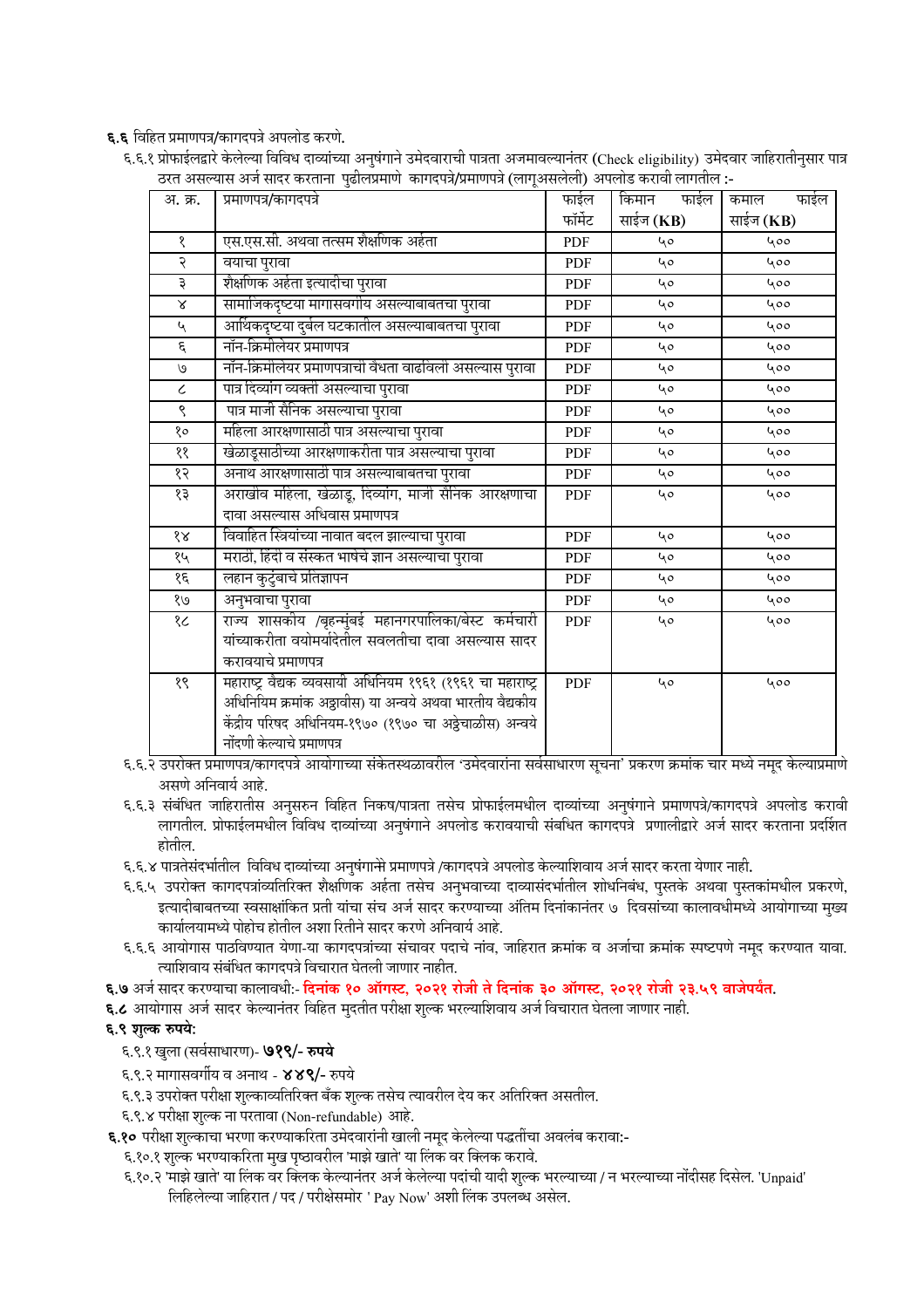**६.६** विहित प्रमाणपत्र/कागदपत्रे अपलोड करणे.

६.६.१ प्रोफाईलद्वारे केलेल्या विविध दाव्यांच्या अनुषंगाने उमेदवाराची पात्रता अजमावल्यानंतर (Check eligibility) उमेदवार जाहिरातीनुसार पात्र ठरत असल्यास अर्ज सादर करताना पुढीलप्रमाणे कागदपत्रे/प्रमाणपत्रे (लागूअसलेली) अपलोड करावी लागतील :-

| अ. क्र. | प्रमाणपत्र/कागदपत्रे | फाईल फॉर्मेट | किमान फाईल साईज (KB) | कमाल फाईल साईज (KB) |
|---|---|---|---|---|
| १ | एस.एस.सी. अथवा तत्सम शैक्षणिक अर्हता | PDF | ५० | ५०० |
| २ | वयाचा पुरावा | PDF | ५० | ५०० |
| ३ | शैक्षणिक अर्हता इत्यादीचा पुरावा | PDF | ५० | ५०० |
| ४ | सामाजिकदृष्ट्या मागासवर्गीय असल्याबाबतचा पुरावा | PDF | ५० | ५०० |
| ५ | आर्थिकदृष्ट्या दुर्बल घटकातील असल्याबाबतचा पुरावा | PDF | ५० | ५०० |
| ६ | नॉन-क्रिमीलेयर प्रमाणपत्र | PDF | ५० | ५०० |
| ७ | नॉन-क्रिमीलेयर प्रमाणपत्राची वैधता वाढविली असल्यास पुरावा | PDF | ५० | ५०० |
| ८ | पात्र दिव्यांग व्यक्ती असल्याचा पुरावा | PDF | ५० | ५०० |
| ९ | पात्र माजी सैनिक असल्याचा पुरावा | PDF | ५० | ५०० |
| १० | महिला आरक्षणासाठी पात्र असल्याचा पुरावा | PDF | ५० | ५०० |
| ११ | खेळाडूसाठीच्या आरक्षणाकरीता पात्र असल्याचा पुरावा | PDF | ५० | ५०० |
| १२ | अनाथ आरक्षणासाठी पात्र असल्याबाबतचा पुरावा | PDF | ५० | ५०० |
| १३ | अराखीव महिला, खेळाडू, दिव्यांग, माजी सैनिक आरक्षणाचा दावा असल्यास अधिवास प्रमाणपत्र | PDF | ५० | ५०० |
| १४ | विवाहित स्त्रियांच्या नावात बदल झाल्याचा पुरावा | PDF | ५० | ५०० |
| १५ | मराठी, हिंदी व संस्कृत भाषेचे ज्ञान असल्याचा पुरावा | PDF | ५० | ५०० |
| १६ | लहान कुटुंबाचे प्रतिज्ञापन | PDF | ५० | ५०० |
| १७ | अनुभवाचा पुरावा | PDF | ५० | ५०० |
| १८ | राज्य शासकीय /बृहन्मुंबई महानगरपालिका/बेस्ट कर्मचारी यांच्याकरीता वयोमर्यादेतील सवलतीचा दावा असल्यास सादर करावयाचे प्रमाणपत्र | PDF | ५० | ५०० |
| १९ | महाराष्ट्र वैद्यक व्यवसायी अधिनियम १९६१ (१९६१ चा महाराष्ट्र अधिनियम क्रमांक अठ्ठावीस) या अन्वये अथवा भारतीय वैद्यकीय केंद्रीय परिषद अधिनियम-१९७० (१९७० चा अठ्ठेचाळीस) अन्वये नोंदणी केल्याचे प्रमाणपत्र | PDF | ५० | ५०० |

६.६.२ उपरोक्त प्रमाणपत्र/कागदपत्रे आयोगाच्या संकेतस्थळावरील 'उमेदवारांना सर्वसाधारण सूचना' प्रकरण क्रमांक चार मध्ये नमूद केल्याप्रमाणे असणे अनिवार्य आहे.

६.६.३ संबंधित जाहिरातीस अनुसरुन विहित निकष/पात्रता तसेच प्रोफाईलमधील दाव्यांच्या अनुषंगाने प्रमाणपत्रे/कागदपत्रे अपलोड करावी लागतील. प्रोफाईलमधील विविध दाव्यांच्या अनुषंगाने अपलोड करावयाची संबंधित कागदपत्रे प्रणालीद्वारे अर्ज सादर करताना प्रदर्शित होतील.

६.६.४ पात्रतेसंदर्भातील विविध दाव्यांच्या अनुषंगाने प्रमाणपत्रे /कागदपत्रे अपलोड केल्याशिवाय अर्ज सादर करता येणार नाही.

६.६.५ उपरोक्त कागदपत्रांव्यतिरिक्त शैक्षणिक अर्हता तसेच अनुभवाच्या दाव्यासंदर्भातील शोधनिबंध, पुस्तके अथवा पुस्तकांमधील प्रकरणे, इत्यादीबाबतच्या स्वसाक्षांकित प्रती यांचा संच अर्ज सादर करण्याच्या अंतिम दिनांकानंतर ७ दिवसांच्या कालावधीमध्ये आयोगाच्या मुख्य कार्यालयामध्ये पोहोच होतील अशा रितीने सादर करणे अनिवार्य आहे.

६.६.६ आयोगास पाठविण्यात येणा-या कागदपत्रांच्या संचावर पदाचे नांव, जाहिरात क्रमांक व अर्जाचा क्रमांक स्पष्टपणे नमूद करण्यात यावा. त्याशिवाय संबंधित कागदपत्रे विचारात घेतली जाणार नाहीत.

**६.७** अर्ज सादर करण्याचा कालावधी:- **दिनांक १० ऑगस्ट, २०२१ रोजी ते दिनांक ३० ऑगस्ट, २०२१ रोजी २३.५९ वाजेपर्यंत.**

**६.८** आयोगास अर्ज सादर केल्यानंतर विहित मुदतीत परीक्षा शुल्क भरल्याशिवाय अर्ज विचारात घेतला जाणार नाही.

**६.९ शुल्क रुपये:**

६.९.१ खुला (सर्वसाधारण)- **७१९/- रुपये**

६.९.२ मागासवर्गीय व अनाथ - **४४९/-** रुपये

६.९.३ उपरोक्त परीक्षा शुल्काव्यतिरिक्त बँक शुल्क तसेच त्यावरील देय कर अतिरिक्त असतील.

६.९.४ परीक्षा शुल्क ना परतावा (Non-refundable) आहे.

**६.१०** परीक्षा शुल्काचा भरणा करण्याकरिता उमेदवारांनी खाली नमूद केलेल्या पद्धतींचा अवलंब करावा:-

६.१०.१ शुल्क भरण्याकरिता मुख पृष्ठावरील 'माझे खाते' या लिंक वर क्लिक करावे.

६.१०.२ 'माझे खाते' या लिंक वर क्लिक केल्यानंतर अर्ज केलेल्या पदांची यादी शुल्क भरल्याच्या / न भरल्याच्या नोंदीसह दिसेल. 'Unpaid' लिहिलेल्या जाहिरात / पद / परीक्षेसमोर ' Pay Now' अशी लिंक उपलब्ध असेल.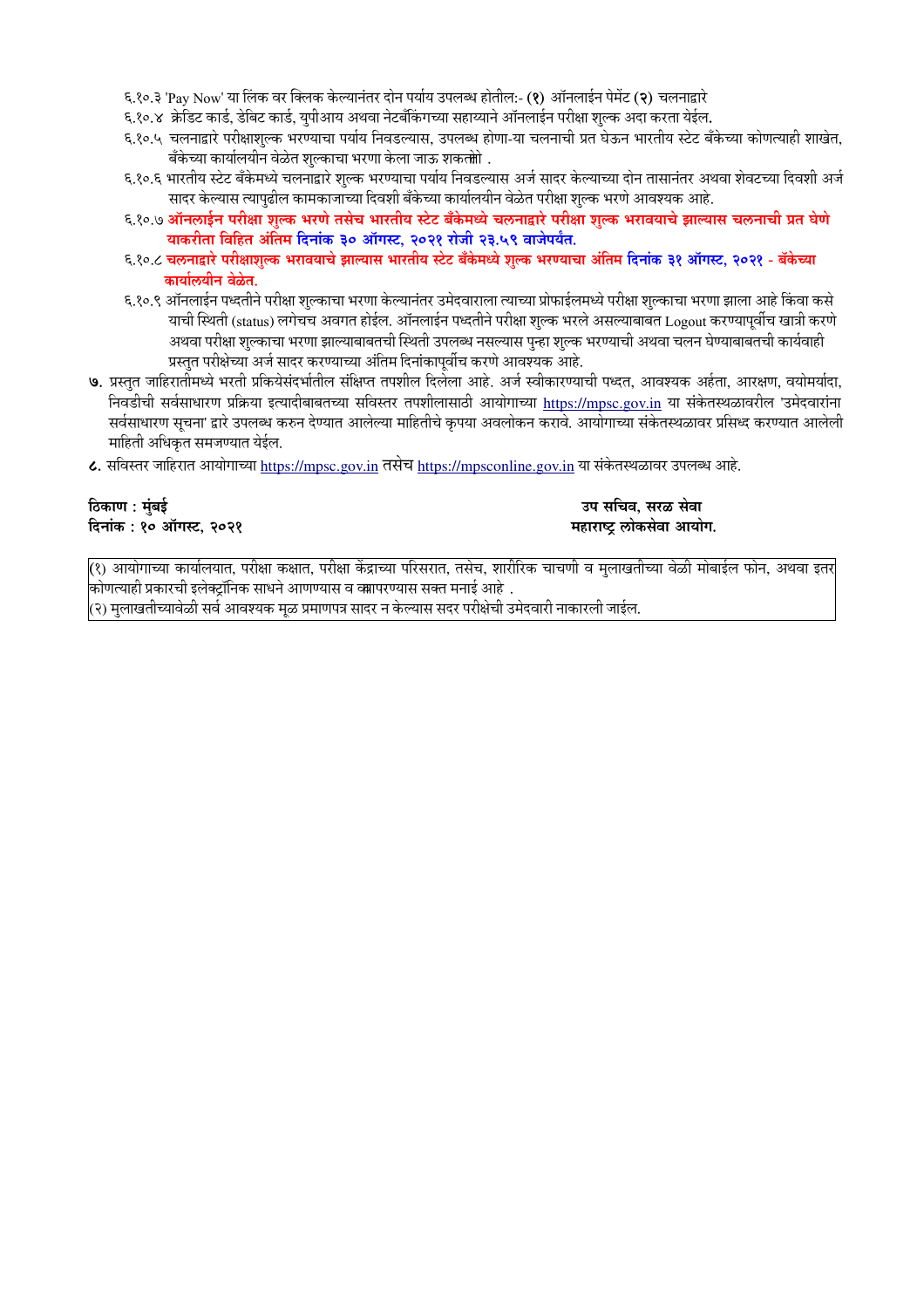६.१०.३ 'Pay Now' या लिंक वर क्लिक केल्यानंतर दोन पर्याय उपलब्ध होतील:- **(१)** ऑनलाईन पेमेंट **(२)** चलनाद्वारे

६.१०.४ क्रेडिट कार्ड, डेबिट कार्ड, युपीआय अथवा नेटबँकिंगच्या सहाय्याने ऑनलाईन परीक्षा शुल्क अदा करता येईल.

६.१०.५ चलनाद्वारे परीक्षाशुल्क भरण्याचा पर्याय निवडल्यास, उपलब्ध होणा-या चलनाची प्रत घेऊन भारतीय स्टेट बँकेच्या कोणत्याही शाखेत, बँकेच्या कार्यालयीन वेळेत शुल्काचा भरणा केला जाऊ शकतो .

६.१०.६ भारतीय स्टेट बँकेमध्ये चलनाद्वारे शुल्क भरण्याचा पर्याय निवडल्यास अर्ज सादर केल्याच्या दोन तासानंतर अथवा शेवटच्या दिवशी अर्ज सादर केल्यास त्यापुढील कामकाजाच्या दिवशी बँकेच्या कार्यालयीन वेळेत परीक्षा शुल्क भरणे आवश्यक आहे.

६.१०.७ **ऑनलाईन परीक्षा शुल्क भरणे तसेच भारतीय स्टेट बँकेमध्ये चलनाद्वारे परीक्षा शुल्क भरावयाचे झाल्यास चलनाची प्रत घेणे याकरीता विहित अंतिम दिनांक ३० ऑगस्ट, २०२१ रोजी २३.५९ वाजेपर्यंत.**

६.१०.८ **चलनाद्वारे परीक्षाशुल्क भरावयाचे झाल्यास भारतीय स्टेट बँकेमध्ये शुल्क भरण्याचा अंतिम दिनांक ३१ ऑगस्ट, २०२१ - बँकेच्या कार्यालयीन वेळेत.**

६.१०.९ ऑनलाईन पध्दतीने परीक्षा शुल्काचा भरणा केल्यानंतर उमेदवाराला त्याच्या प्रोफाईलमध्ये परीक्षा शुल्काचा भरणा झाला आहे किंवा कसे याची स्थिती (status) लगेचच अवगत होईल. ऑनलाईन पध्दतीने परीक्षा शुल्क भरले असल्याबाबत Logout करण्यापूर्वीच खात्री करणे अथवा परीक्षा शुल्काचा भरणा झाल्याबाबतची स्थिती उपलब्ध नसल्यास पुन्हा शुल्क भरण्याची अथवा चलन घेण्याबाबतची कार्यवाही प्रस्तुत परीक्षेच्या अर्ज सादर करण्याच्या अंतिम दिनांकापूर्वीच करणे आवश्यक आहे.

**७.** प्रस्तुत जाहिरातीमध्ये भरती प्रकियेसंदर्भातील संक्षिप्त तपशील दिलेला आहे. अर्ज स्वीकारण्याची पध्दत, आवश्यक अर्हता, आरक्षण, वयोमर्यादा, निवडीची सर्वसाधारण प्रक्रिया इत्यादीबाबतच्या सविस्तर तपशीलासाठी आयोगाच्या https://mpsc.gov.in या संकेतस्थळावरील 'उमेदवारांना सर्वसाधारण सूचना' द्वारे उपलब्ध करुन देण्यात आलेल्या माहितीचे कृपया अवलोकन करावे. आयोगाच्या संकेतस्थळावर प्रसिध्द करण्यात आलेली माहिती अधिकृत समजण्यात येईल.

**८.** सविस्तर जाहिरात आयोगाच्या https://mpsc.gov.in तसेच https://mpsconline.gov.in या संकेतस्थळावर उपलब्ध आहे.

**ठिकाण : मुंबई**
**दिनांक : १० ऑगस्ट, २०२१**

**उप सचिव, सरळ सेवा**
**महाराष्ट्र लोकसेवा आयोग.**

(१) आयोगाच्या कार्यालयात, परीक्षा कक्षात, परीक्षा केंद्राच्या परिसरात, तसेच, शारीरिक चाचणी व मुलाखतीच्या वेळी मोबाईल फोन, अथवा इतर कोणत्याही प्रकारची इलेक्ट्रॉनिक साधने आणण्यास व वापरण्यास सक्त मनाई आहे .

(२) मुलाखतीच्यावेळी सर्व आवश्यक मूळ प्रमाणपत्र सादर न केल्यास सदर परीक्षेची उमेदवारी नाकारली जाईल.